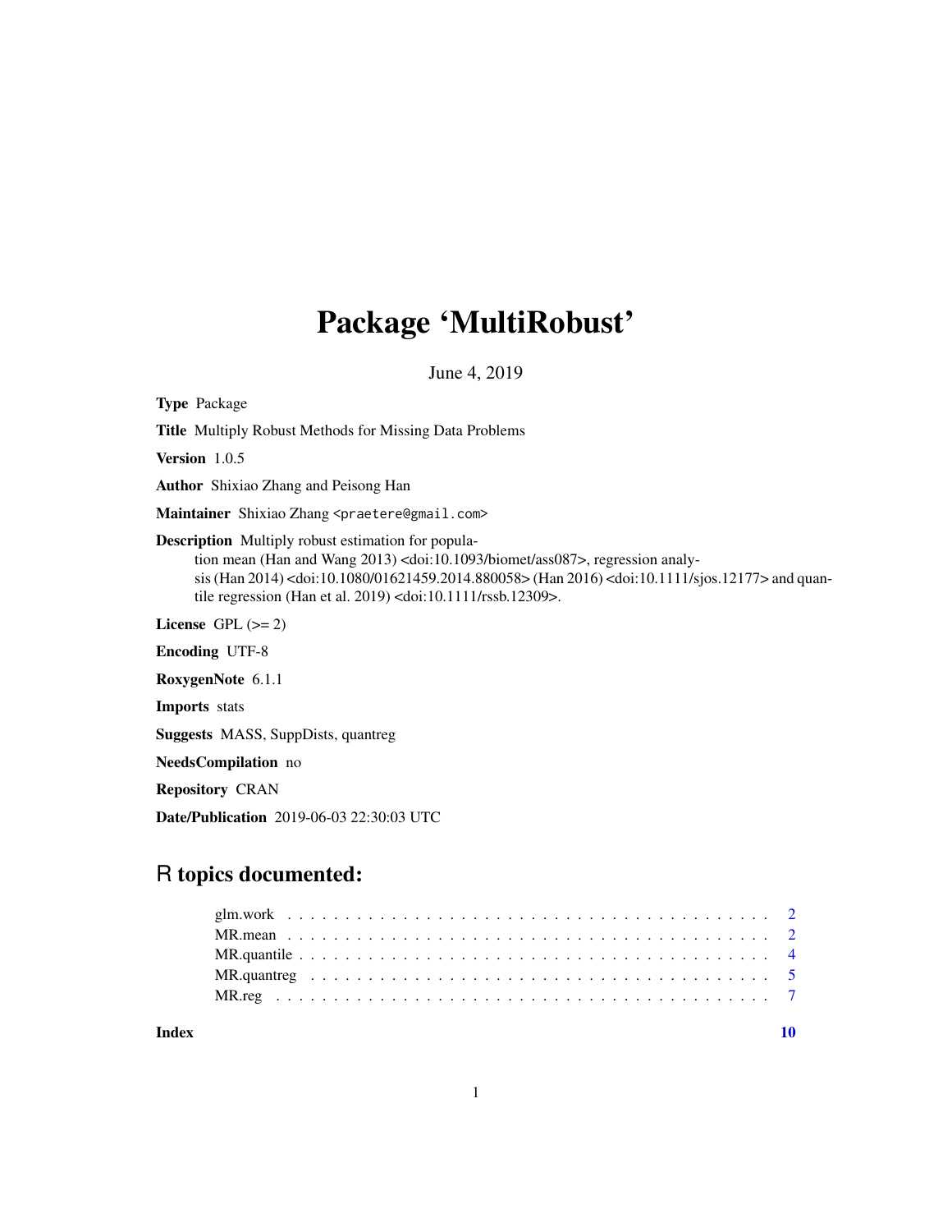# Package 'MultiRobust'

June 4, 2019

**Type** Package

**Title** Multiply Robust Methods for Missing Data Problems

**Version** 1.0.5

**Author** Shixiao Zhang and Peisong Han

**Maintainer** Shixiao Zhang <praetere@gmail.com>

**Description** Multiply robust estimation for population mean (Han and Wang 2013) <doi:10.1093/biomet/ass087>, regression analysis (Han 2014) <doi:10.1080/01621459.2014.880058> (Han 2016) <doi:10.1111/sjos.12177> and quantile regression (Han et al. 2019) <doi:10.1111/rssb.12309>.

**License** GPL (>= 2)

**Encoding** UTF-8

**RoxygenNote** 6.1.1

**Imports** stats

**Suggests** MASS, SuppDists, quantreg

**NeedsCompilation** no

**Repository** CRAN

**Date/Publication** 2019-06-03 22:30:03 UTC

## R topics documented:

| | |
|---|---|
| glm.work | 2 |
| MR.mean | 2 |
| MR.quantile | 4 |
| MR.quantreg | 5 |
| MR.reg | 7 |
| **Index** | **10** |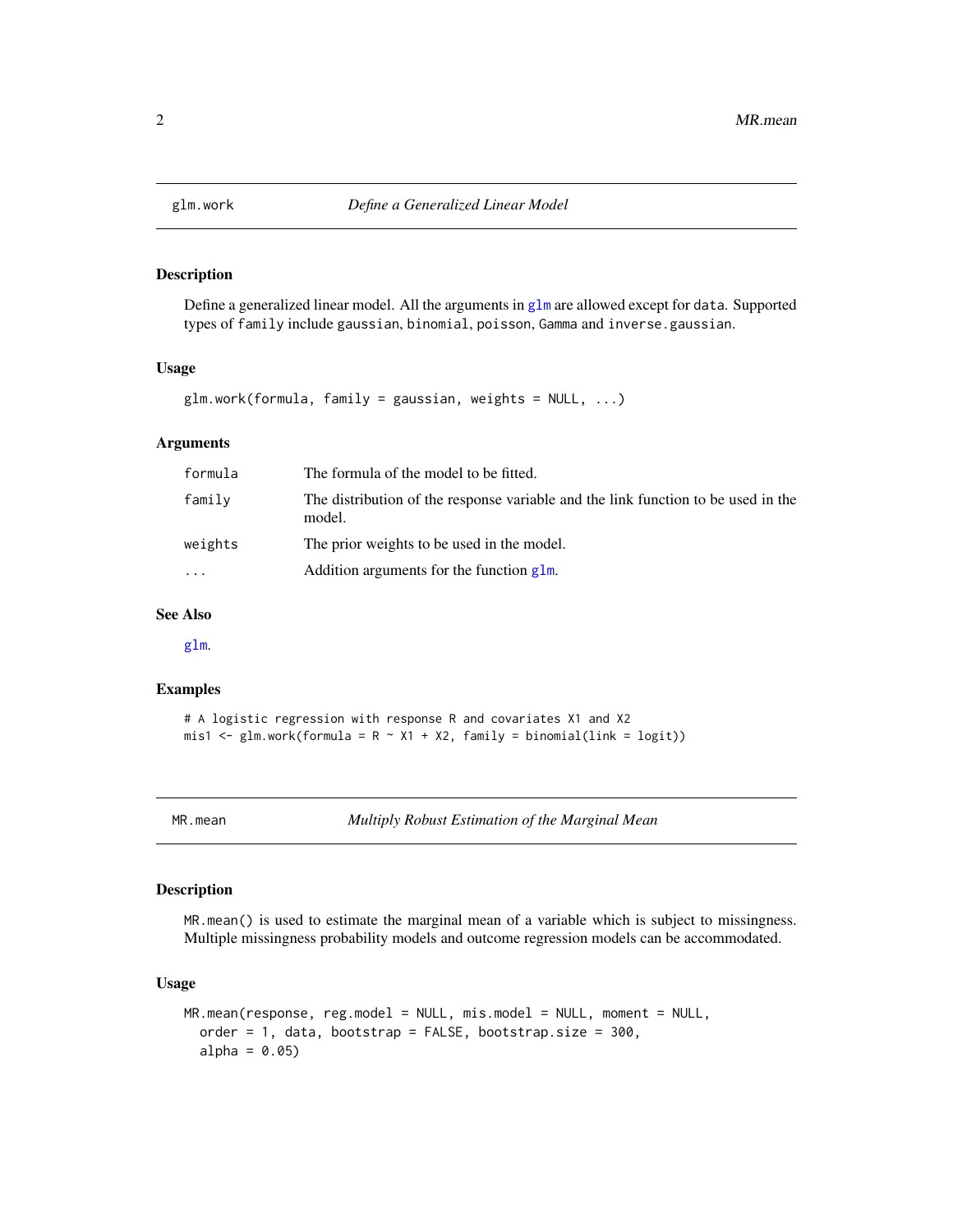## glm.work — *Define a Generalized Linear Model*

### Description

Define a generalized linear model. All the arguments in glm are allowed except for data. Supported types of family include gaussian, binomial, poisson, Gamma and inverse.gaussian.

### Usage

```
glm.work(formula, family = gaussian, weights = NULL, ...)
```

### Arguments

| | |
|---|---|
| formula | The formula of the model to be fitted. |
| family | The distribution of the response variable and the link function to be used in the model. |
| weights | The prior weights to be used in the model. |
| ... | Addition arguments for the function glm. |

### See Also

glm.

### Examples

```
# A logistic regression with response R and covariates X1 and X2
mis1 <- glm.work(formula = R ~ X1 + X2, family = binomial(link = logit))
```

## MR.mean — *Multiply Robust Estimation of the Marginal Mean*

### Description

MR.mean() is used to estimate the marginal mean of a variable which is subject to missingness. Multiple missingness probability models and outcome regression models can be accommodated.

### Usage

```
MR.mean(response, reg.model = NULL, mis.model = NULL, moment = NULL,
  order = 1, data, bootstrap = FALSE, bootstrap.size = 300,
  alpha = 0.05)
```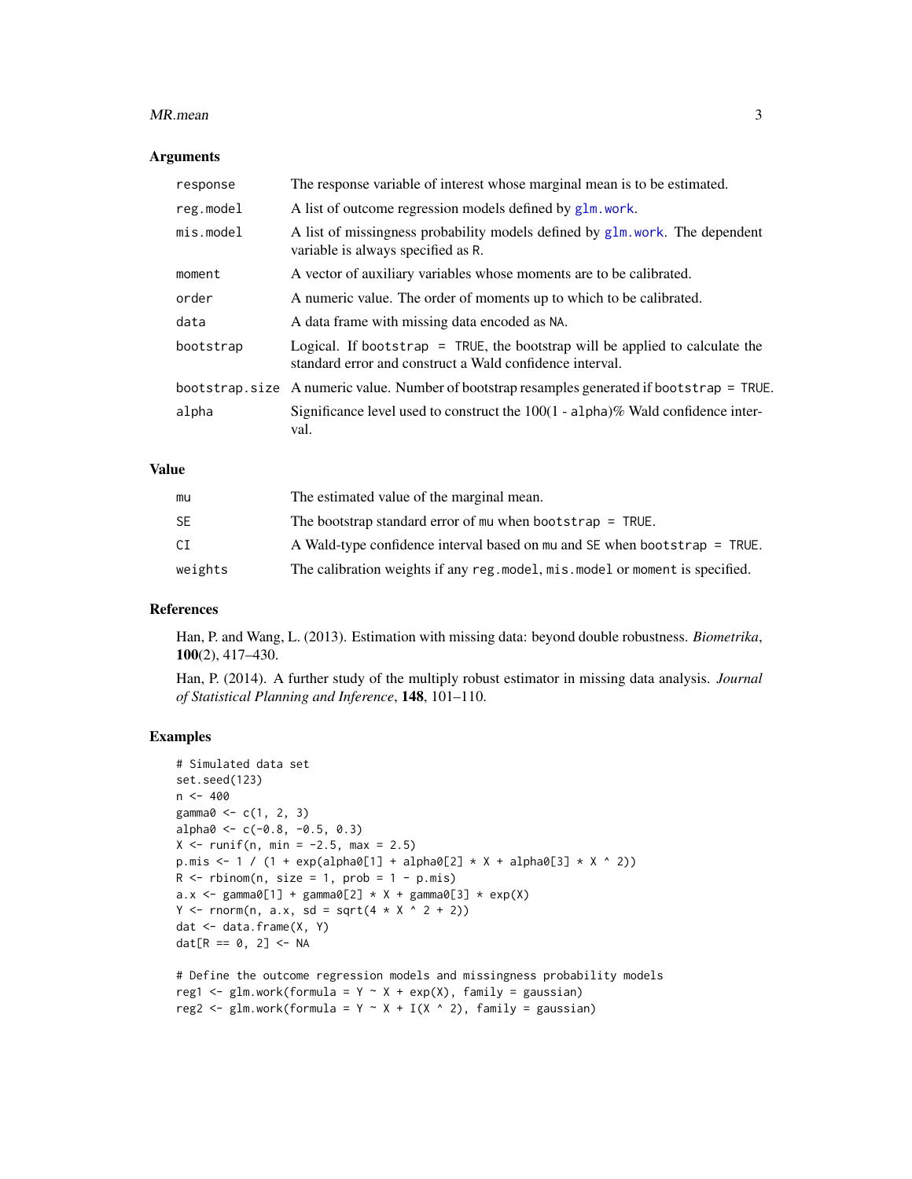### Arguments

| | |
|---|---|
| `response` | The response variable of interest whose marginal mean is to be estimated. |
| `reg.model` | A list of outcome regression models defined by `glm.work`. |
| `mis.model` | A list of missingness probability models defined by `glm.work`. The dependent variable is always specified as `R`. |
| `moment` | A vector of auxiliary variables whose moments are to be calibrated. |
| `order` | A numeric value. The order of moments up to which to be calibrated. |
| `data` | A data frame with missing data encoded as `NA`. |
| `bootstrap` | Logical. If `bootstrap = TRUE`, the bootstrap will be applied to calculate the standard error and construct a Wald confidence interval. |
| `bootstrap.size` | A numeric value. Number of bootstrap resamples generated if `bootstrap = TRUE`. |
| `alpha` | Significance level used to construct the 100(1 - `alpha`)% Wald confidence interval. |

### Value

| | |
|---|---|
| `mu` | The estimated value of the marginal mean. |
| `SE` | The bootstrap standard error of `mu` when `bootstrap = TRUE`. |
| `CI` | A Wald-type confidence interval based on `mu` and `SE` when `bootstrap = TRUE`. |
| `weights` | The calibration weights if any `reg.model`, `mis.model` or `moment` is specified. |

### References

Han, P. and Wang, L. (2013). Estimation with missing data: beyond double robustness. *Biometrika*, **100**(2), 417–430.

Han, P. (2014). A further study of the multiply robust estimator in missing data analysis. *Journal of Statistical Planning and Inference*, **148**, 101–110.

### Examples

```
# Simulated data set
set.seed(123)
n <- 400
gamma0 <- c(1, 2, 3)
alpha0 <- c(-0.8, -0.5, 0.3)
X <- runif(n, min = -2.5, max = 2.5)
p.mis <- 1 / (1 + exp(alpha0[1] + alpha0[2] * X + alpha0[3] * X ^ 2))
R <- rbinom(n, size = 1, prob = 1 - p.mis)
a.x <- gamma0[1] + gamma0[2] * X + gamma0[3] * exp(X)
Y <- rnorm(n, a.x, sd = sqrt(4 * X ^ 2 + 2))
dat <- data.frame(X, Y)
dat[R == 0, 2] <- NA

# Define the outcome regression models and missingness probability models
reg1 <- glm.work(formula = Y ~ X + exp(X), family = gaussian)
reg2 <- glm.work(formula = Y ~ X + I(X ^ 2), family = gaussian)
```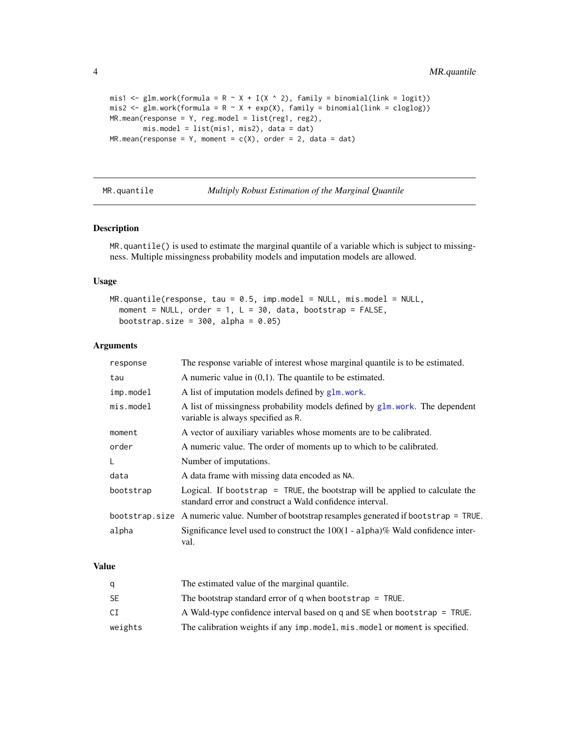```
mis1 <- glm.work(formula = R ~ X + I(X ^ 2), family = binomial(link = logit))
mis2 <- glm.work(formula = R ~ X + exp(X), family = binomial(link = cloglog))
MR.mean(response = Y, reg.model = list(reg1, reg2),
        mis.model = list(mis1, mis2), data = dat)
MR.mean(response = Y, moment = c(X), order = 2, data = dat)
```

## MR.quantile — *Multiply Robust Estimation of the Marginal Quantile*

### Description

`MR.quantile()` is used to estimate the marginal quantile of a variable which is subject to missingness. Multiple missingness probability models and imputation models are allowed.

### Usage

```
MR.quantile(response, tau = 0.5, imp.model = NULL, mis.model = NULL,
  moment = NULL, order = 1, L = 30, data, bootstrap = FALSE,
  bootstrap.size = 300, alpha = 0.05)
```

### Arguments

| | |
|---|---|
| `response` | The response variable of interest whose marginal quantile is to be estimated. |
| `tau` | A numeric value in (0,1). The quantile to be estimated. |
| `imp.model` | A list of imputation models defined by `glm.work`. |
| `mis.model` | A list of missingness probability models defined by `glm.work`. The dependent variable is always specified as `R`. |
| `moment` | A vector of auxiliary variables whose moments are to be calibrated. |
| `order` | A numeric value. The order of moments up to which to be calibrated. |
| `L` | Number of imputations. |
| `data` | A data frame with missing data encoded as `NA`. |
| `bootstrap` | Logical. If `bootstrap = TRUE`, the bootstrap will be applied to calculate the standard error and construct a Wald confidence interval. |
| `bootstrap.size` | A numeric value. Number of bootstrap resamples generated if `bootstrap = TRUE`. |
| `alpha` | Significance level used to construct the 100(1 - `alpha`)% Wald confidence interval. |

### Value

| | |
|---|---|
| `q` | The estimated value of the marginal quantile. |
| `SE` | The bootstrap standard error of `q` when `bootstrap = TRUE`. |
| `CI` | A Wald-type confidence interval based on `q` and `SE` when `bootstrap = TRUE`. |
| `weights` | The calibration weights if any `imp.model`, `mis.model` or `moment` is specified. |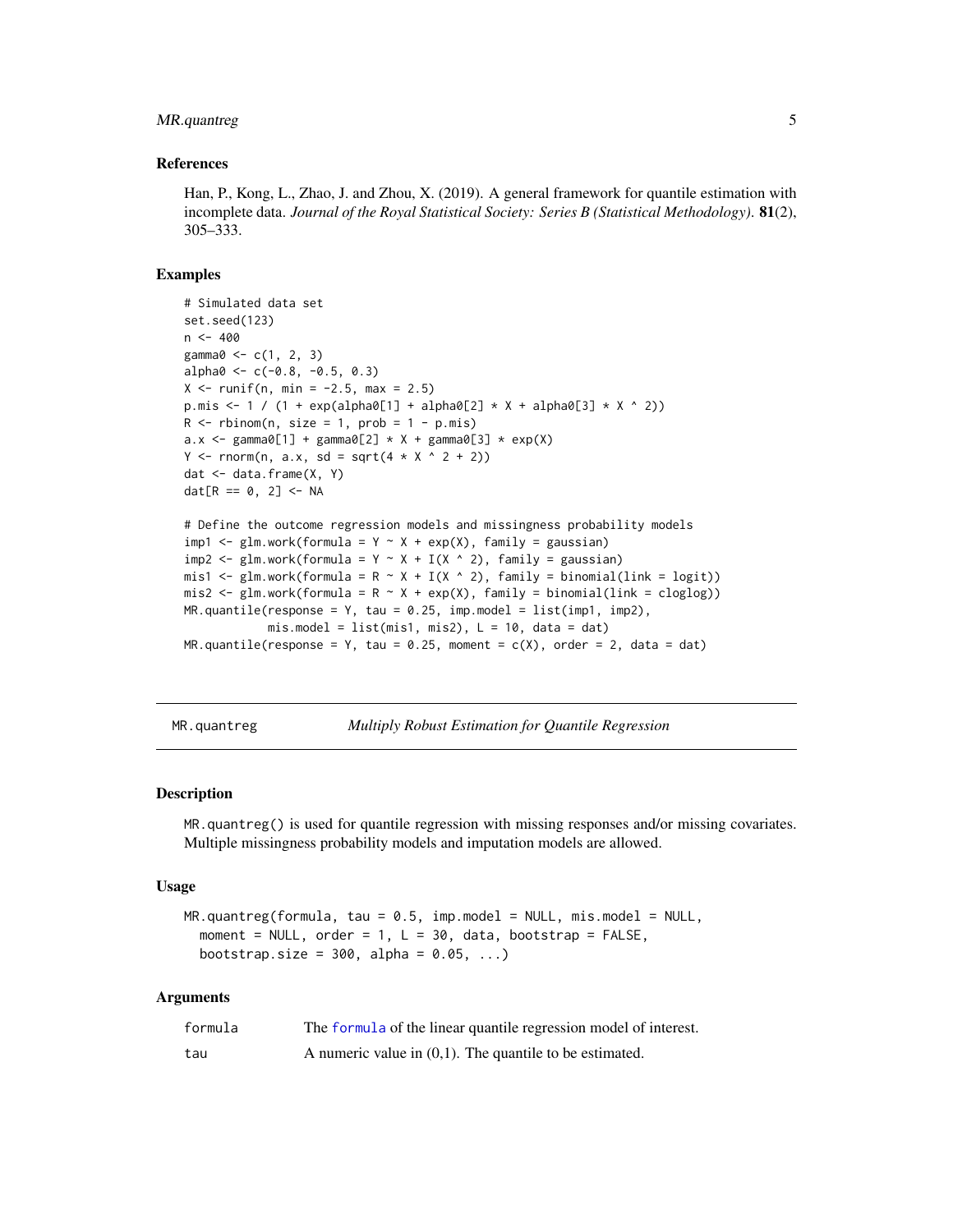### References

Han, P., Kong, L., Zhao, J. and Zhou, X. (2019). A general framework for quantile estimation with incomplete data. *Journal of the Royal Statistical Society: Series B (Statistical Methodology)*. **81**(2), 305–333.

### Examples

```
# Simulated data set
set.seed(123)
n <- 400
gamma0 <- c(1, 2, 3)
alpha0 <- c(-0.8, -0.5, 0.3)
X <- runif(n, min = -2.5, max = 2.5)
p.mis <- 1 / (1 + exp(alpha0[1] + alpha0[2] * X + alpha0[3] * X ^ 2))
R <- rbinom(n, size = 1, prob = 1 - p.mis)
a.x <- gamma0[1] + gamma0[2] * X + gamma0[3] * exp(X)
Y <- rnorm(n, a.x, sd = sqrt(4 * X ^ 2 + 2))
dat <- data.frame(X, Y)
dat[R == 0, 2] <- NA

# Define the outcome regression models and missingness probability models
imp1 <- glm.work(formula = Y ~ X + exp(X), family = gaussian)
imp2 <- glm.work(formula = Y ~ X + I(X ^ 2), family = gaussian)
mis1 <- glm.work(formula = R ~ X + I(X ^ 2), family = binomial(link = logit))
mis2 <- glm.work(formula = R ~ X + exp(X), family = binomial(link = cloglog))
MR.quantile(response = Y, tau = 0.25, imp.model = list(imp1, imp2),
            mis.model = list(mis1, mis2), L = 10, data = dat)
MR.quantile(response = Y, tau = 0.25, moment = c(X), order = 2, data = dat)
```

---

## MR.quantreg — *Multiply Robust Estimation for Quantile Regression*

### Description

MR.quantreg() is used for quantile regression with missing responses and/or missing covariates. Multiple missingness probability models and imputation models are allowed.

### Usage

```
MR.quantreg(formula, tau = 0.5, imp.model = NULL, mis.model = NULL,
  moment = NULL, order = 1, L = 30, data, bootstrap = FALSE,
  bootstrap.size = 300, alpha = 0.05, ...)
```

### Arguments

| | |
|---|---|
| formula | The formula of the linear quantile regression model of interest. |
| tau | A numeric value in (0,1). The quantile to be estimated. |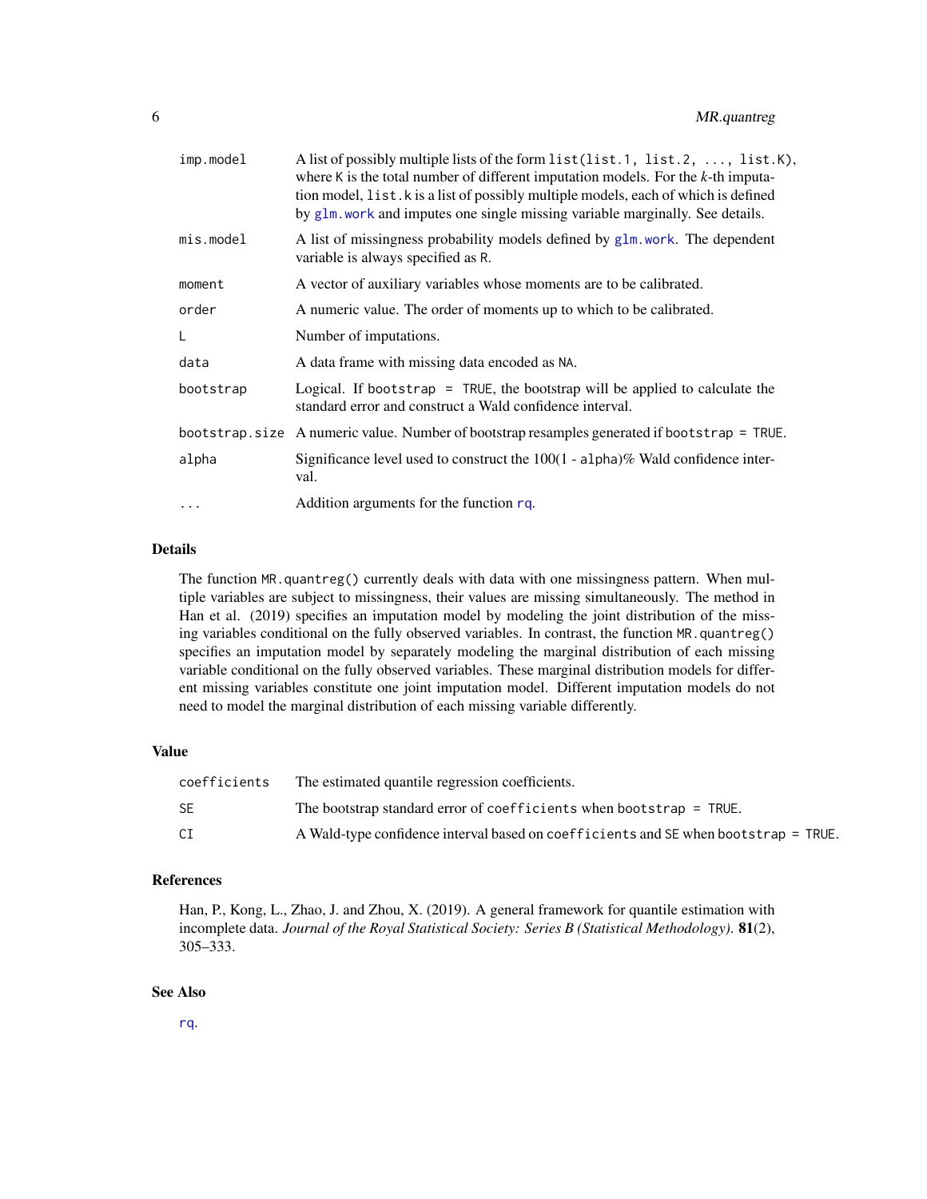| | |
|---|---|
| `imp.model` | A list of possibly multiple lists of the form `list(list.1, list.2, ..., list.K)`, where K is the total number of different imputation models. For the *k*-th imputation model, `list.k` is a list of possibly multiple models, each of which is defined by `glm.work` and imputes one single missing variable marginally. See details. |
| `mis.model` | A list of missingness probability models defined by `glm.work`. The dependent variable is always specified as R. |
| `moment` | A vector of auxiliary variables whose moments are to be calibrated. |
| `order` | A numeric value. The order of moments up to which to be calibrated. |
| `L` | Number of imputations. |
| `data` | A data frame with missing data encoded as NA. |
| `bootstrap` | Logical. If `bootstrap = TRUE`, the bootstrap will be applied to calculate the standard error and construct a Wald confidence interval. |
| `bootstrap.size` | A numeric value. Number of bootstrap resamples generated if `bootstrap = TRUE`. |
| `alpha` | Significance level used to construct the 100(1 - alpha)% Wald confidence interval. |
| `...` | Addition arguments for the function `rq`. |

## Details

The function `MR.quantreg()` currently deals with data with one missingness pattern. When multiple variables are subject to missingness, their values are missing simultaneously. The method in Han et al. (2019) specifies an imputation model by modeling the joint distribution of the missing variables conditional on the fully observed variables. In contrast, the function `MR.quantreg()` specifies an imputation model by separately modeling the marginal distribution of each missing variable conditional on the fully observed variables. These marginal distribution models for different missing variables constitute one joint imputation model. Different imputation models do not need to model the marginal distribution of each missing variable differently.

## Value

| | |
|---|---|
| `coefficients` | The estimated quantile regression coefficients. |
| `SE` | The bootstrap standard error of `coefficients` when `bootstrap = TRUE`. |
| `CI` | A Wald-type confidence interval based on `coefficients` and `SE` when `bootstrap = TRUE`. |

## References

Han, P., Kong, L., Zhao, J. and Zhou, X. (2019). A general framework for quantile estimation with incomplete data. *Journal of the Royal Statistical Society: Series B (Statistical Methodology)*. **81**(2), 305–333.

## See Also

`rq`.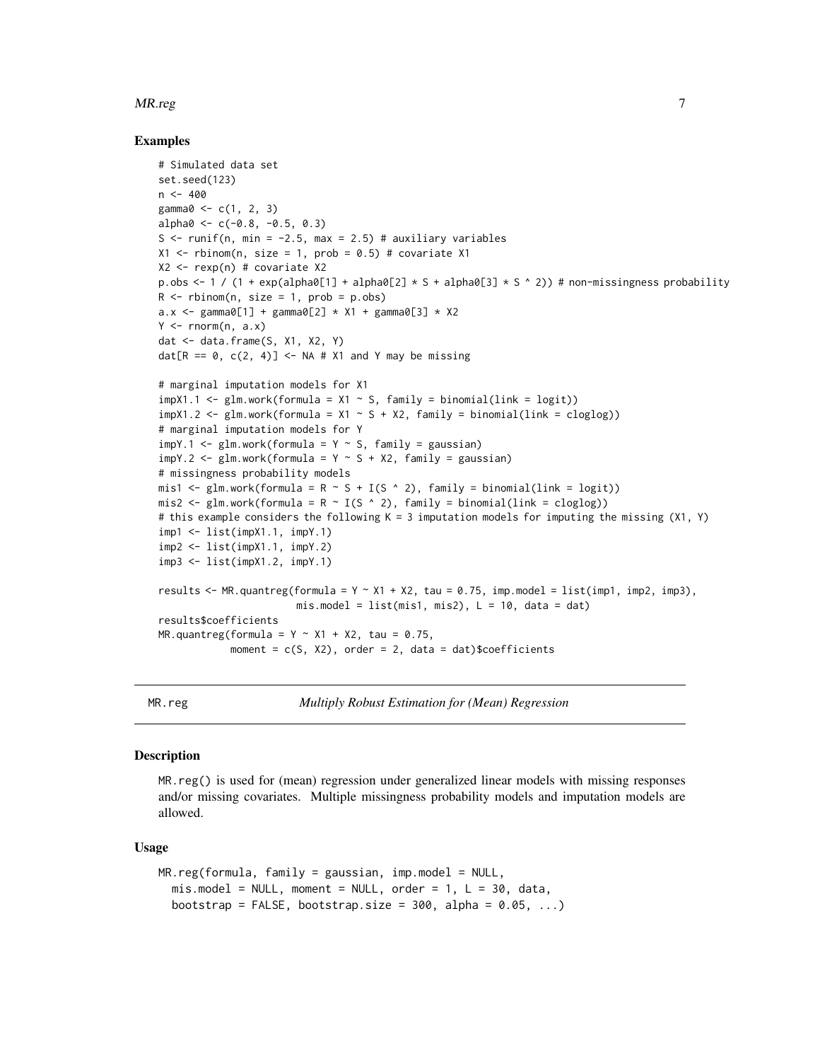### Examples

```
# Simulated data set
set.seed(123)
n <- 400
gamma0 <- c(1, 2, 3)
alpha0 <- c(-0.8, -0.5, 0.3)
S <- runif(n, min = -2.5, max = 2.5) # auxiliary variables
X1 <- rbinom(n, size = 1, prob = 0.5) # covariate X1
X2 <- rexp(n) # covariate X2
p.obs <- 1 / (1 + exp(alpha0[1] + alpha0[2] * S + alpha0[3] * S ^ 2)) # non-missingness probability
R <- rbinom(n, size = 1, prob = p.obs)
a.x <- gamma0[1] + gamma0[2] * X1 + gamma0[3] * X2
Y <- rnorm(n, a.x)
dat <- data.frame(S, X1, X2, Y)
dat[R == 0, c(2, 4)] <- NA # X1 and Y may be missing

# marginal imputation models for X1
impX1.1 <- glm.work(formula = X1 ~ S, family = binomial(link = logit))
impX1.2 <- glm.work(formula = X1 ~ S + X2, family = binomial(link = cloglog))
# marginal imputation models for Y
impY.1 <- glm.work(formula = Y ~ S, family = gaussian)
impY.2 <- glm.work(formula = Y ~ S + X2, family = gaussian)
# missingness probability models
mis1 <- glm.work(formula = R ~ S + I(S ^ 2), family = binomial(link = logit))
mis2 <- glm.work(formula = R ~ I(S ^ 2), family = binomial(link = cloglog))
# this example considers the following K = 3 imputation models for imputing the missing (X1, Y)
imp1 <- list(impX1.1, impY.1)
imp2 <- list(impX1.1, impY.2)
imp3 <- list(impX1.2, impY.1)

results <- MR.quantreg(formula = Y ~ X1 + X2, tau = 0.75, imp.model = list(imp1, imp2, imp3),
                       mis.model = list(mis1, mis2), L = 10, data = dat)
results$coefficients
MR.quantreg(formula = Y ~ X1 + X2, tau = 0.75,
            moment = c(S, X2), order = 2, data = dat)$coefficients
```

---

## MR.reg — *Multiply Robust Estimation for (Mean) Regression*

---

### Description

MR.reg() is used for (mean) regression under generalized linear models with missing responses and/or missing covariates. Multiple missingness probability models and imputation models are allowed.

### Usage

```
MR.reg(formula, family = gaussian, imp.model = NULL,
  mis.model = NULL, moment = NULL, order = 1, L = 30, data,
  bootstrap = FALSE, bootstrap.size = 300, alpha = 0.05, ...)
```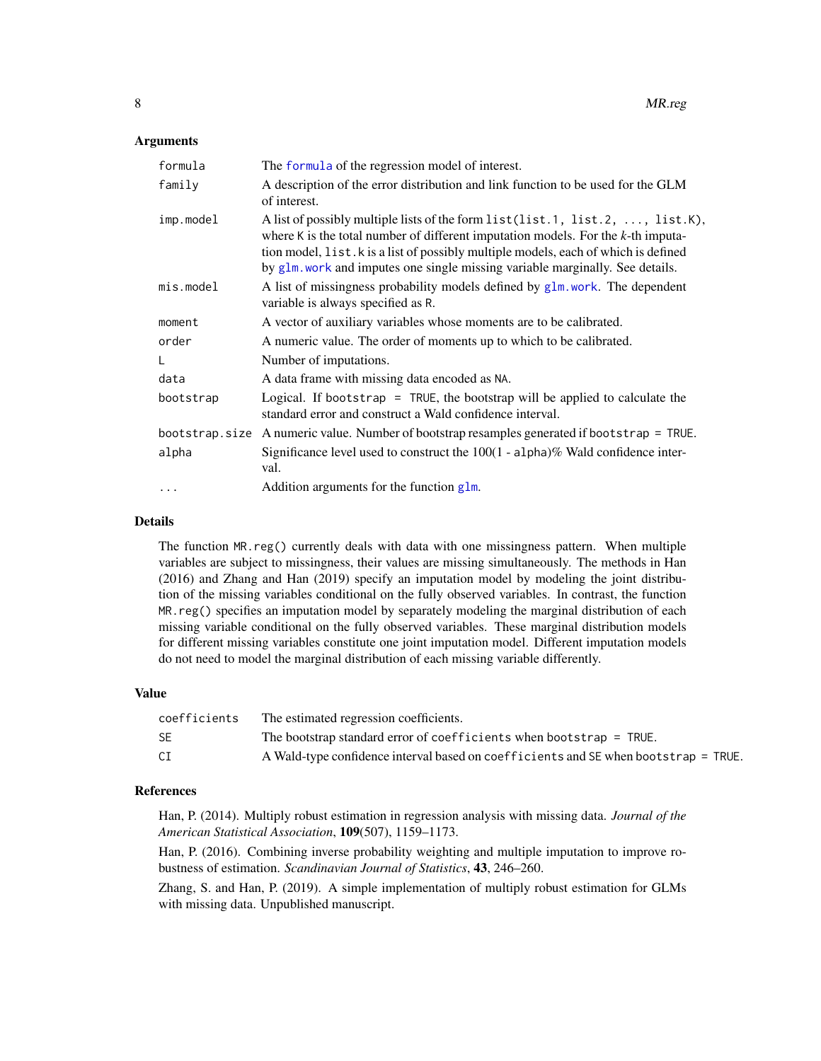### Arguments

| | |
|---|---|
| `formula` | The `formula` of the regression model of interest. |
| `family` | A description of the error distribution and link function to be used for the GLM of interest. |
| `imp.model` | A list of possibly multiple lists of the form `list(list.1, list.2, ..., list.K)`, where `K` is the total number of different imputation models. For the *k*-th imputation model, `list.k` is a list of possibly multiple models, each of which is defined by `glm.work` and imputes one single missing variable marginally. See details. |
| `mis.model` | A list of missingness probability models defined by `glm.work`. The dependent variable is always specified as `R`. |
| `moment` | A vector of auxiliary variables whose moments are to be calibrated. |
| `order` | A numeric value. The order of moments up to which to be calibrated. |
| `L` | Number of imputations. |
| `data` | A data frame with missing data encoded as `NA`. |
| `bootstrap` | Logical. If `bootstrap = TRUE`, the bootstrap will be applied to calculate the standard error and construct a Wald confidence interval. |
| `bootstrap.size` | A numeric value. Number of bootstrap resamples generated if `bootstrap = TRUE`. |
| `alpha` | Significance level used to construct the 100(1 - `alpha`)% Wald confidence interval. |
| `...` | Addition arguments for the function `glm`. |

### Details

The function `MR.reg()` currently deals with data with one missingness pattern. When multiple variables are subject to missingness, their values are missing simultaneously. The methods in Han (2016) and Zhang and Han (2019) specify an imputation model by modeling the joint distribution of the missing variables conditional on the fully observed variables. In contrast, the function `MR.reg()` specifies an imputation model by separately modeling the marginal distribution of each missing variable conditional on the fully observed variables. These marginal distribution models for different missing variables constitute one joint imputation model. Different imputation models do not need to model the marginal distribution of each missing variable differently.

### Value

| | |
|---|---|
| `coefficients` | The estimated regression coefficients. |
| `SE` | The bootstrap standard error of `coefficients` when `bootstrap = TRUE`. |
| `CI` | A Wald-type confidence interval based on `coefficients` and `SE` when `bootstrap = TRUE`. |

### References

Han, P. (2014). Multiply robust estimation in regression analysis with missing data. *Journal of the American Statistical Association*, **109**(507), 1159–1173.

Han, P. (2016). Combining inverse probability weighting and multiple imputation to improve robustness of estimation. *Scandinavian Journal of Statistics*, **43**, 246–260.

Zhang, S. and Han, P. (2019). A simple implementation of multiply robust estimation for GLMs with missing data. Unpublished manuscript.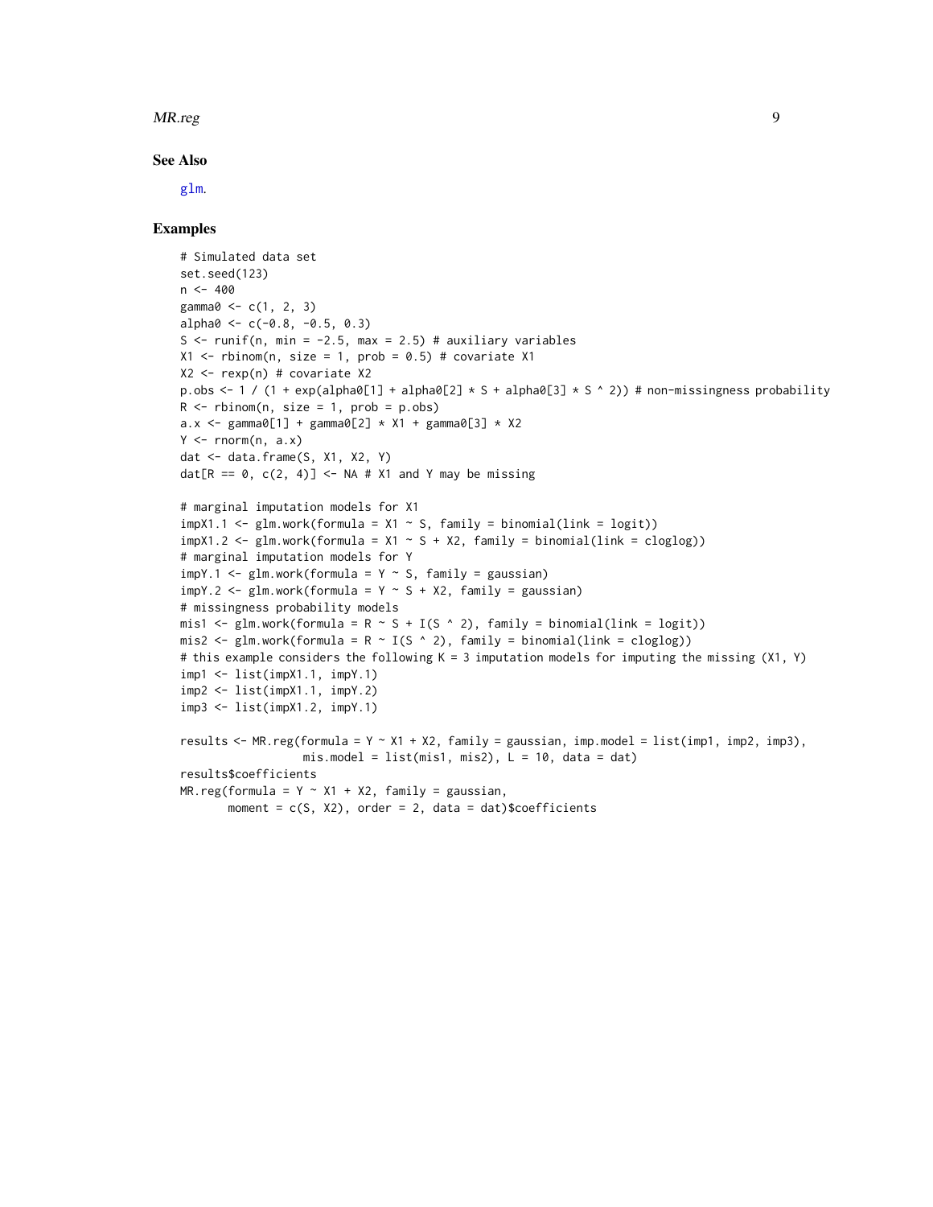### See Also

glm.

### Examples

```
# Simulated data set
set.seed(123)
n <- 400
gamma0 <- c(1, 2, 3)
alpha0 <- c(-0.8, -0.5, 0.3)
S <- runif(n, min = -2.5, max = 2.5) # auxiliary variables
X1 <- rbinom(n, size = 1, prob = 0.5) # covariate X1
X2 <- rexp(n) # covariate X2
p.obs <- 1 / (1 + exp(alpha0[1] + alpha0[2] * S + alpha0[3] * S ^ 2)) # non-missingness probability
R <- rbinom(n, size = 1, prob = p.obs)
a.x <- gamma0[1] + gamma0[2] * X1 + gamma0[3] * X2
Y <- rnorm(n, a.x)
dat <- data.frame(S, X1, X2, Y)
dat[R == 0, c(2, 4)] <- NA # X1 and Y may be missing

# marginal imputation models for X1
impX1.1 <- glm.work(formula = X1 ~ S, family = binomial(link = logit))
impX1.2 <- glm.work(formula = X1 ~ S + X2, family = binomial(link = cloglog))
# marginal imputation models for Y
impY.1 <- glm.work(formula = Y ~ S, family = gaussian)
impY.2 <- glm.work(formula = Y ~ S + X2, family = gaussian)
# missingness probability models
mis1 <- glm.work(formula = R ~ S + I(S ^ 2), family = binomial(link = logit))
mis2 <- glm.work(formula = R ~ I(S ^ 2), family = binomial(link = cloglog))
# this example considers the following K = 3 imputation models for imputing the missing (X1, Y)
imp1 <- list(impX1.1, impY.1)
imp2 <- list(impX1.1, impY.2)
imp3 <- list(impX1.2, impY.1)

results <- MR.reg(formula = Y ~ X1 + X2, family = gaussian, imp.model = list(imp1, imp2, imp3),
                  mis.model = list(mis1, mis2), L = 10, data = dat)
results$coefficients
MR.reg(formula = Y ~ X1 + X2, family = gaussian,
       moment = c(S, X2), order = 2, data = dat)$coefficients
```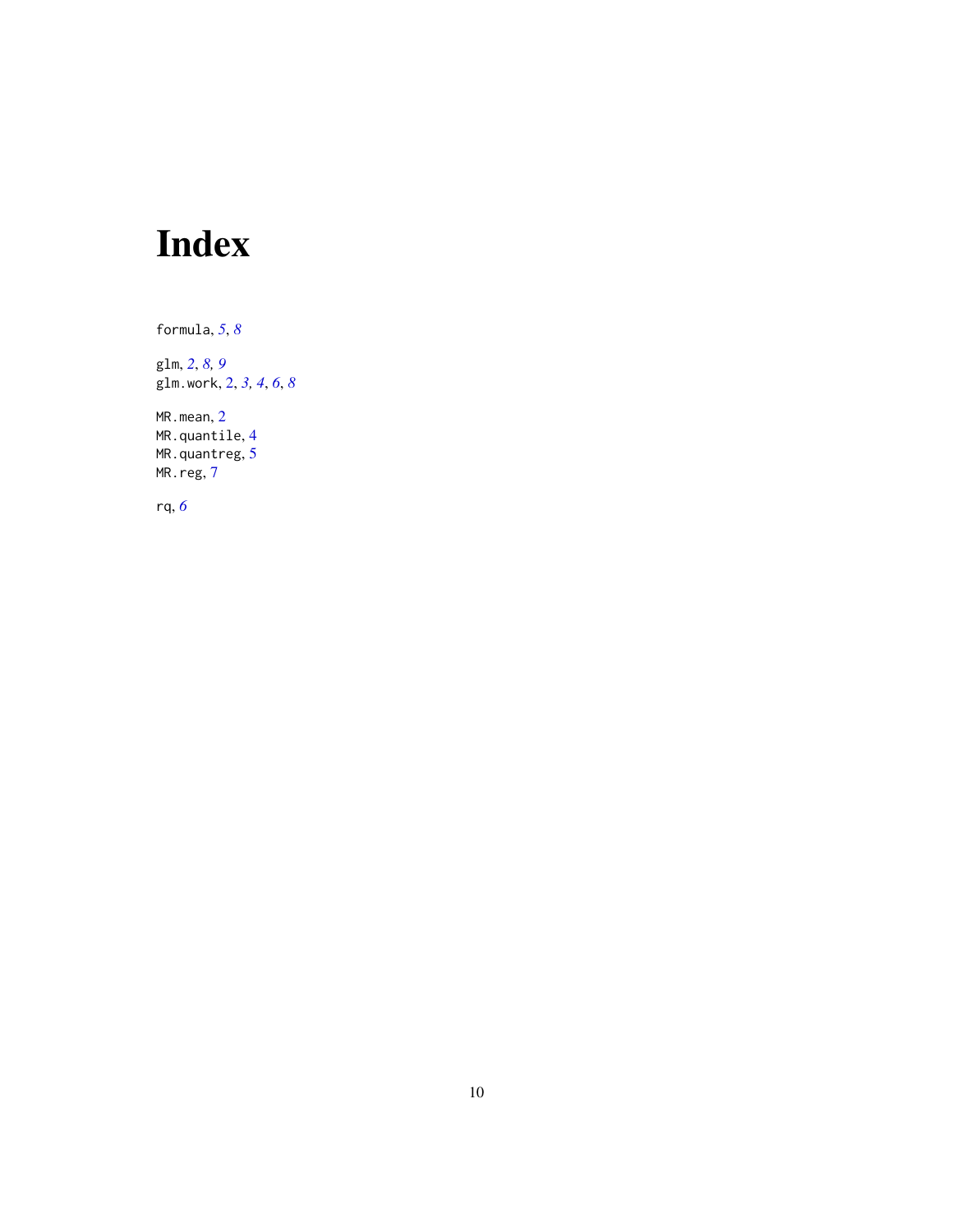# Index

formula, *5*, *8*

glm, *2*, *8, 9*
glm.work, 2, *3, 4*, *6*, *8*

MR.mean, 2
MR.quantile, 4
MR.quantreg, 5
MR.reg, 7

rq, *6*